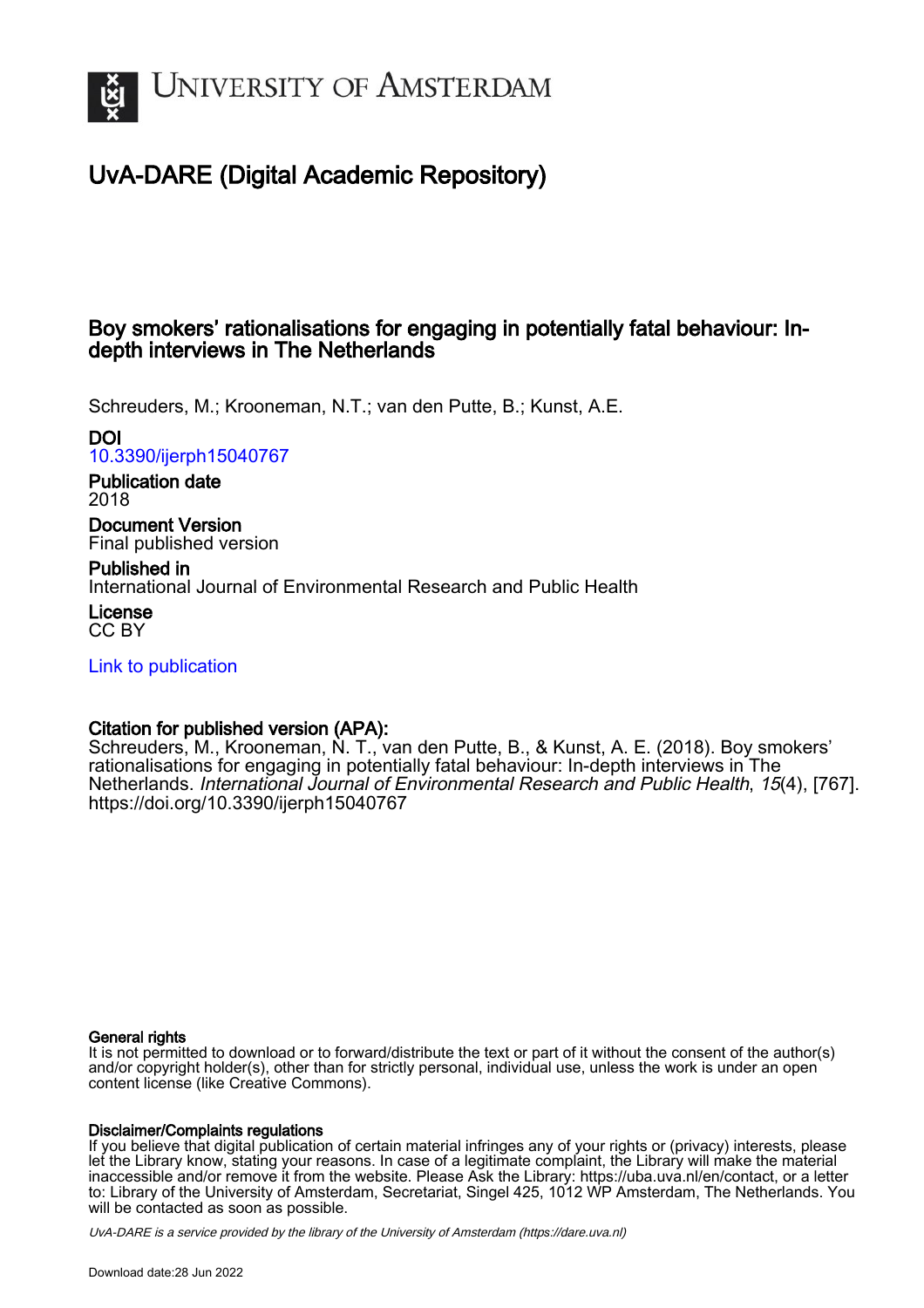# UNIVERSITY OF AMSTERDAM

## UvA-DARE (Digital Academic Repository)

### Boy smokers' rationalisations for engaging in potentially fatal behaviour: In-depth interviews in The Netherlands

Schreuders, M.; Krooneman, N.T.; van den Putte, B.; Kunst, A.E.

**DOI**
10.3390/ijerph15040767

**Publication date**
2018

**Document Version**
Final published version

**Published in**
International Journal of Environmental Research and Public Health

**License**
CC BY

Link to publication

**Citation for published version (APA):**
Schreuders, M., Krooneman, N. T., van den Putte, B., & Kunst, A. E. (2018). Boy smokers' rationalisations for engaging in potentially fatal behaviour: In-depth interviews in The Netherlands. *International Journal of Environmental Research and Public Health*, *15*(4), [767]. https://doi.org/10.3390/ijerph15040767

**General rights**
It is not permitted to download or to forward/distribute the text or part of it without the consent of the author(s) and/or copyright holder(s), other than for strictly personal, individual use, unless the work is under an open content license (like Creative Commons).

**Disclaimer/Complaints regulations**
If you believe that digital publication of certain material infringes any of your rights or (privacy) interests, please let the Library know, stating your reasons. In case of a legitimate complaint, the Library will make the material inaccessible and/or remove it from the website. Please Ask the Library: https://uba.uva.nl/en/contact, or a letter to: Library of the University of Amsterdam, Secretariat, Singel 425, 1012 WP Amsterdam, The Netherlands. You will be contacted as soon as possible.

*UvA-DARE is a service provided by the library of the University of Amsterdam (https://dare.uva.nl)*

Download date:28 Jun 2022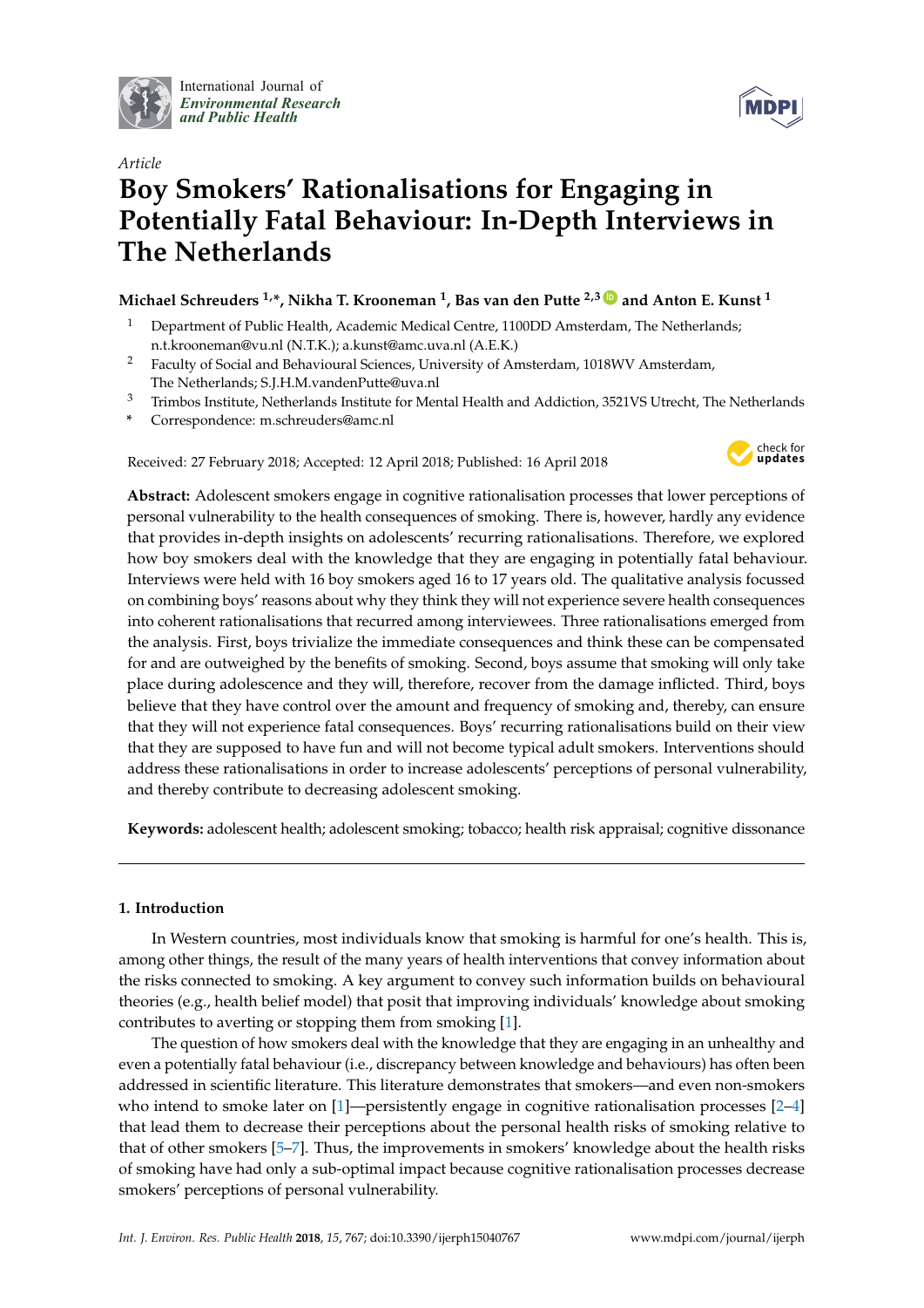International Journal of *Environmental Research and Public Health*

Article

# Boy Smokers' Rationalisations for Engaging in Potentially Fatal Behaviour: In-Depth Interviews in The Netherlands

**Michael Schreuders [1,*], Nikha T. Krooneman [1], Bas van den Putte [2,3] and Anton E. Kunst [1]**

[1] Department of Public Health, Academic Medical Centre, 1100DD Amsterdam, The Netherlands; n.t.krooneman@vu.nl (N.T.K.); a.kunst@amc.uva.nl (A.E.K.)

[2] Faculty of Social and Behavioural Sciences, University of Amsterdam, 1018WV Amsterdam, The Netherlands; S.J.H.M.vandenPutte@uva.nl

[3] Trimbos Institute, Netherlands Institute for Mental Health and Addiction, 3521VS Utrecht, The Netherlands

\* Correspondence: m.schreuders@amc.nl

Received: 27 February 2018; Accepted: 12 April 2018; Published: 16 April 2018

**Abstract:** Adolescent smokers engage in cognitive rationalisation processes that lower perceptions of personal vulnerability to the health consequences of smoking. There is, however, hardly any evidence that provides in-depth insights on adolescents' recurring rationalisations. Therefore, we explored how boy smokers deal with the knowledge that they are engaging in potentially fatal behaviour. Interviews were held with 16 boy smokers aged 16 to 17 years old. The qualitative analysis focussed on combining boys' reasons about why they think they will not experience severe health consequences into coherent rationalisations that recurred among interviewees. Three rationalisations emerged from the analysis. First, boys trivialize the immediate consequences and think these can be compensated for and are outweighed by the benefits of smoking. Second, boys assume that smoking will only take place during adolescence and they will, therefore, recover from the damage inflicted. Third, boys believe that they have control over the amount and frequency of smoking and, thereby, can ensure that they will not experience fatal consequences. Boys' recurring rationalisations build on their view that they are supposed to have fun and will not become typical adult smokers. Interventions should address these rationalisations in order to increase adolescents' perceptions of personal vulnerability, and thereby contribute to decreasing adolescent smoking.

**Keywords:** adolescent health; adolescent smoking; tobacco; health risk appraisal; cognitive dissonance

## 1. Introduction

In Western countries, most individuals know that smoking is harmful for one's health. This is, among other things, the result of the many years of health interventions that convey information about the risks connected to smoking. A key argument to convey such information builds on behavioural theories (e.g., health belief model) that posit that improving individuals' knowledge about smoking contributes to averting or stopping them from smoking [1].

The question of how smokers deal with the knowledge that they are engaging in an unhealthy and even a potentially fatal behaviour (i.e., discrepancy between knowledge and behaviours) has often been addressed in scientific literature. This literature demonstrates that smokers—and even non-smokers who intend to smoke later on [1]—persistently engage in cognitive rationalisation processes [2–4] that lead them to decrease their perceptions about the personal health risks of smoking relative to that of other smokers [5–7]. Thus, the improvements in smokers' knowledge about the health risks of smoking have had only a sub-optimal impact because cognitive rationalisation processes decrease smokers' perceptions of personal vulnerability.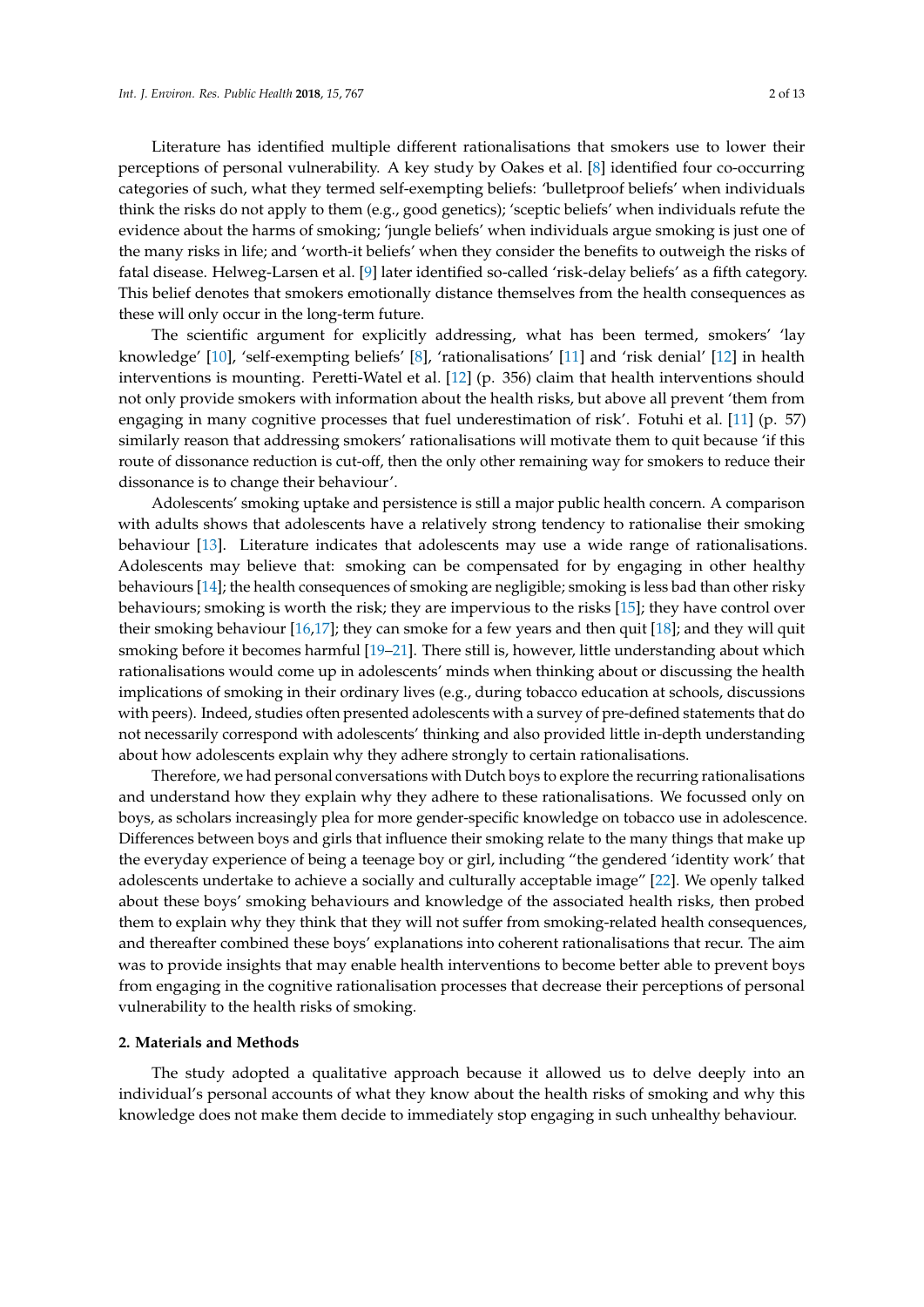Literature has identified multiple different rationalisations that smokers use to lower their perceptions of personal vulnerability. A key study by Oakes et al. [8] identified four co-occurring categories of such, what they termed self-exempting beliefs: 'bulletproof beliefs' when individuals think the risks do not apply to them (e.g., good genetics); 'sceptic beliefs' when individuals refute the evidence about the harms of smoking; 'jungle beliefs' when individuals argue smoking is just one of the many risks in life; and 'worth-it beliefs' when they consider the benefits to outweigh the risks of fatal disease. Helweg-Larsen et al. [9] later identified so-called 'risk-delay beliefs' as a fifth category. This belief denotes that smokers emotionally distance themselves from the health consequences as these will only occur in the long-term future.

The scientific argument for explicitly addressing, what has been termed, smokers' 'lay knowledge' [10], 'self-exempting beliefs' [8], 'rationalisations' [11] and 'risk denial' [12] in health interventions is mounting. Peretti-Watel et al. [12] (p. 356) claim that health interventions should not only provide smokers with information about the health risks, but above all prevent 'them from engaging in many cognitive processes that fuel underestimation of risk'. Fotuhi et al. [11] (p. 57) similarly reason that addressing smokers' rationalisations will motivate them to quit because 'if this route of dissonance reduction is cut-off, then the only other remaining way for smokers to reduce their dissonance is to change their behaviour'.

Adolescents' smoking uptake and persistence is still a major public health concern. A comparison with adults shows that adolescents have a relatively strong tendency to rationalise their smoking behaviour [13]. Literature indicates that adolescents may use a wide range of rationalisations. Adolescents may believe that: smoking can be compensated for by engaging in other healthy behaviours [14]; the health consequences of smoking are negligible; smoking is less bad than other risky behaviours; smoking is worth the risk; they are impervious to the risks [15]; they have control over their smoking behaviour [16,17]; they can smoke for a few years and then quit [18]; and they will quit smoking before it becomes harmful [19–21]. There still is, however, little understanding about which rationalisations would come up in adolescents' minds when thinking about or discussing the health implications of smoking in their ordinary lives (e.g., during tobacco education at schools, discussions with peers). Indeed, studies often presented adolescents with a survey of pre-defined statements that do not necessarily correspond with adolescents' thinking and also provided little in-depth understanding about how adolescents explain why they adhere strongly to certain rationalisations.

Therefore, we had personal conversations with Dutch boys to explore the recurring rationalisations and understand how they explain why they adhere to these rationalisations. We focussed only on boys, as scholars increasingly plea for more gender-specific knowledge on tobacco use in adolescence. Differences between boys and girls that influence their smoking relate to the many things that make up the everyday experience of being a teenage boy or girl, including "the gendered 'identity work' that adolescents undertake to achieve a socially and culturally acceptable image" [22]. We openly talked about these boys' smoking behaviours and knowledge of the associated health risks, then probed them to explain why they think that they will not suffer from smoking-related health consequences, and thereafter combined these boys' explanations into coherent rationalisations that recur. The aim was to provide insights that may enable health interventions to become better able to prevent boys from engaging in the cognitive rationalisation processes that decrease their perceptions of personal vulnerability to the health risks of smoking.

## 2. Materials and Methods

The study adopted a qualitative approach because it allowed us to delve deeply into an individual's personal accounts of what they know about the health risks of smoking and why this knowledge does not make them decide to immediately stop engaging in such unhealthy behaviour.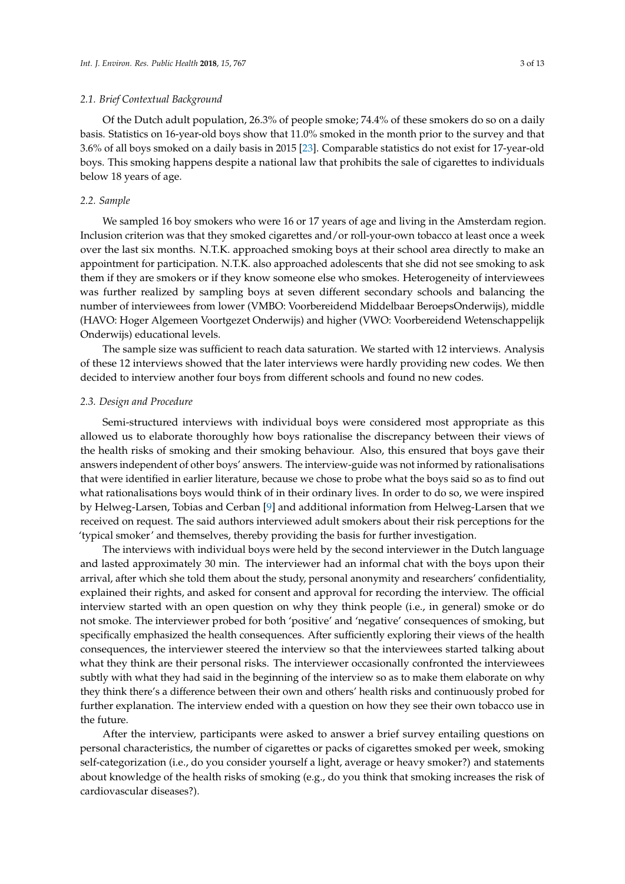### 2.1. Brief Contextual Background

Of the Dutch adult population, 26.3% of people smoke; 74.4% of these smokers do so on a daily basis. Statistics on 16-year-old boys show that 11.0% smoked in the month prior to the survey and that 3.6% of all boys smoked on a daily basis in 2015 [23]. Comparable statistics do not exist for 17-year-old boys. This smoking happens despite a national law that prohibits the sale of cigarettes to individuals below 18 years of age.

### 2.2. Sample

We sampled 16 boy smokers who were 16 or 17 years of age and living in the Amsterdam region. Inclusion criterion was that they smoked cigarettes and/or roll-your-own tobacco at least once a week over the last six months. N.T.K. approached smoking boys at their school area directly to make an appointment for participation. N.T.K. also approached adolescents that she did not see smoking to ask them if they are smokers or if they know someone else who smokes. Heterogeneity of interviewees was further realized by sampling boys at seven different secondary schools and balancing the number of interviewees from lower (VMBO: Voorbereidend Middelbaar BeroepsOnderwijs), middle (HAVO: Hoger Algemeen Voortgezet Onderwijs) and higher (VWO: Voorbereidend Wetenschappelijk Onderwijs) educational levels.

The sample size was sufficient to reach data saturation. We started with 12 interviews. Analysis of these 12 interviews showed that the later interviews were hardly providing new codes. We then decided to interview another four boys from different schools and found no new codes.

### 2.3. Design and Procedure

Semi-structured interviews with individual boys were considered most appropriate as this allowed us to elaborate thoroughly how boys rationalise the discrepancy between their views of the health risks of smoking and their smoking behaviour. Also, this ensured that boys gave their answers independent of other boys' answers. The interview-guide was not informed by rationalisations that were identified in earlier literature, because we chose to probe what the boys said so as to find out what rationalisations boys would think of in their ordinary lives. In order to do so, we were inspired by Helweg-Larsen, Tobias and Cerban [9] and additional information from Helweg-Larsen that we received on request. The said authors interviewed adult smokers about their risk perceptions for the 'typical smoker' and themselves, thereby providing the basis for further investigation.

The interviews with individual boys were held by the second interviewer in the Dutch language and lasted approximately 30 min. The interviewer had an informal chat with the boys upon their arrival, after which she told them about the study, personal anonymity and researchers' confidentiality, explained their rights, and asked for consent and approval for recording the interview. The official interview started with an open question on why they think people (i.e., in general) smoke or do not smoke. The interviewer probed for both 'positive' and 'negative' consequences of smoking, but specifically emphasized the health consequences. After sufficiently exploring their views of the health consequences, the interviewer steered the interview so that the interviewees started talking about what they think are their personal risks. The interviewer occasionally confronted the interviewees subtly with what they had said in the beginning of the interview so as to make them elaborate on why they think there's a difference between their own and others' health risks and continuously probed for further explanation. The interview ended with a question on how they see their own tobacco use in the future.

After the interview, participants were asked to answer a brief survey entailing questions on personal characteristics, the number of cigarettes or packs of cigarettes smoked per week, smoking self-categorization (i.e., do you consider yourself a light, average or heavy smoker?) and statements about knowledge of the health risks of smoking (e.g., do you think that smoking increases the risk of cardiovascular diseases?).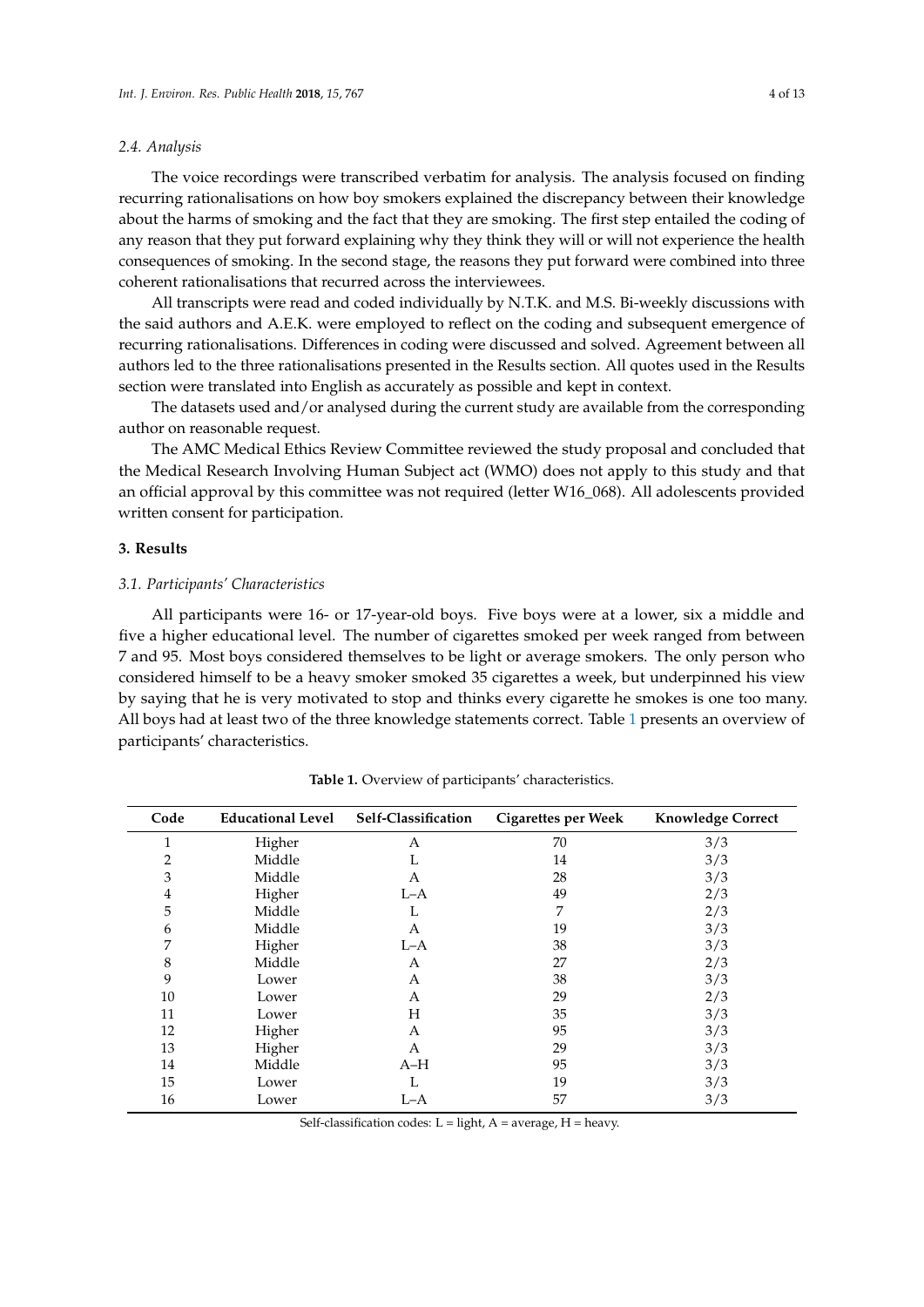### 2.4. Analysis

The voice recordings were transcribed verbatim for analysis. The analysis focused on finding recurring rationalisations on how boy smokers explained the discrepancy between their knowledge about the harms of smoking and the fact that they are smoking. The first step entailed the coding of any reason that they put forward explaining why they think they will or will not experience the health consequences of smoking. In the second stage, the reasons they put forward were combined into three coherent rationalisations that recurred across the interviewees.

All transcripts were read and coded individually by N.T.K. and M.S. Bi-weekly discussions with the said authors and A.E.K. were employed to reflect on the coding and subsequent emergence of recurring rationalisations. Differences in coding were discussed and solved. Agreement between all authors led to the three rationalisations presented in the Results section. All quotes used in the Results section were translated into English as accurately as possible and kept in context.

The datasets used and/or analysed during the current study are available from the corresponding author on reasonable request.

The AMC Medical Ethics Review Committee reviewed the study proposal and concluded that the Medical Research Involving Human Subject act (WMO) does not apply to this study and that an official approval by this committee was not required (letter W16_068). All adolescents provided written consent for participation.

## 3. Results

### 3.1. Participants' Characteristics

All participants were 16- or 17-year-old boys. Five boys were at a lower, six a middle and five a higher educational level. The number of cigarettes smoked per week ranged from between 7 and 95. Most boys considered themselves to be light or average smokers. The only person who considered himself to be a heavy smoker smoked 35 cigarettes a week, but underpinned his view by saying that he is very motivated to stop and thinks every cigarette he smokes is one too many. All boys had at least two of the three knowledge statements correct. Table 1 presents an overview of participants' characteristics.

**Table 1.** Overview of participants' characteristics.

| Code | Educational Level | Self-Classification | Cigarettes per Week | Knowledge Correct |
|---|---|---|---|---|
| 1 | Higher | A | 70 | 3/3 |
| 2 | Middle | L | 14 | 3/3 |
| 3 | Middle | A | 28 | 3/3 |
| 4 | Higher | L–A | 49 | 2/3 |
| 5 | Middle | L | 7 | 2/3 |
| 6 | Middle | A | 19 | 3/3 |
| 7 | Higher | L–A | 38 | 3/3 |
| 8 | Middle | A | 27 | 2/3 |
| 9 | Lower | A | 38 | 3/3 |
| 10 | Lower | A | 29 | 2/3 |
| 11 | Lower | H | 35 | 3/3 |
| 12 | Higher | A | 95 | 3/3 |
| 13 | Higher | A | 29 | 3/3 |
| 14 | Middle | A–H | 95 | 3/3 |
| 15 | Lower | L | 19 | 3/3 |
| 16 | Lower | L–A | 57 | 3/3 |

Self-classification codes: L = light, A = average, H = heavy.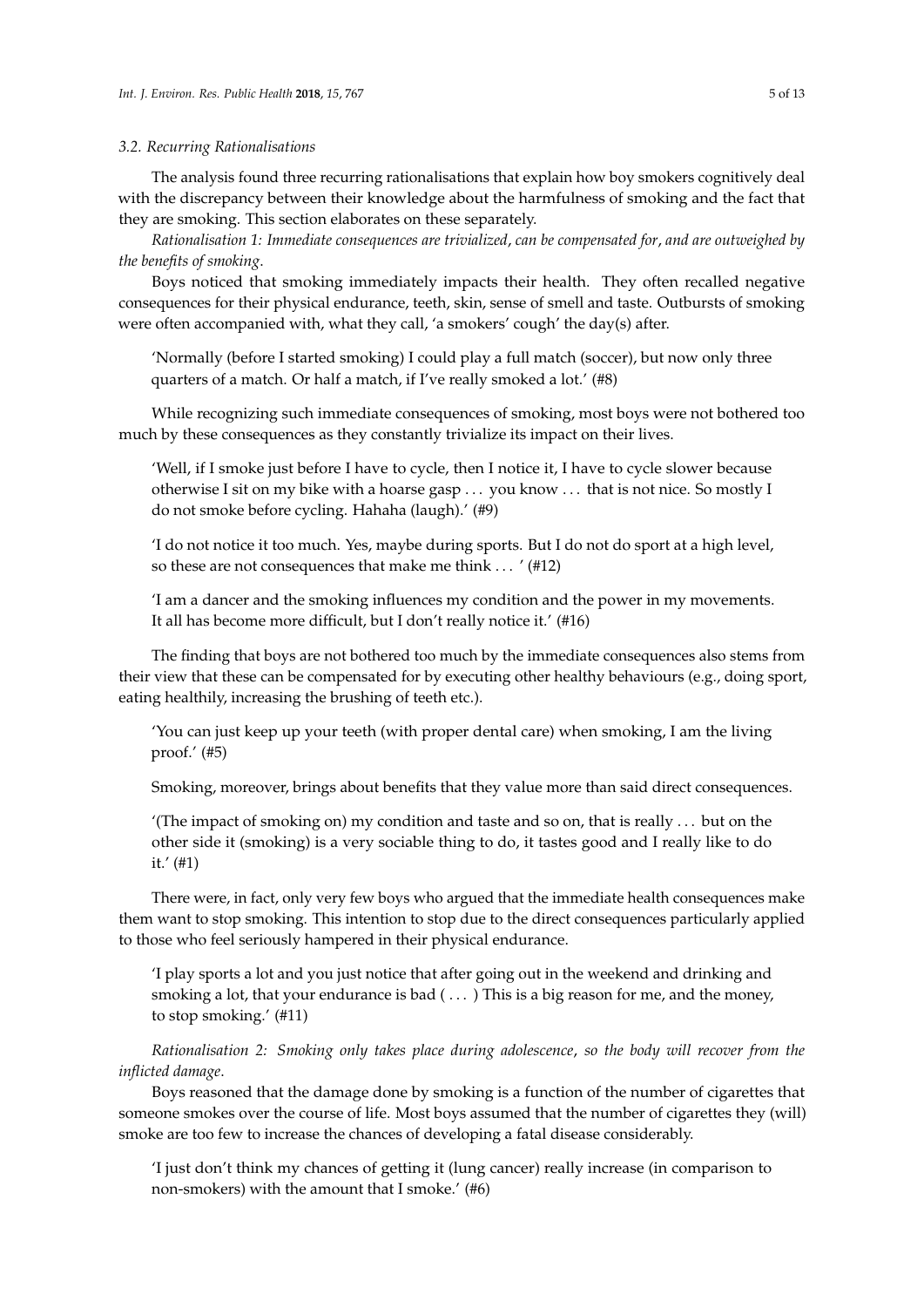### 3.2. Recurring Rationalisations

The analysis found three recurring rationalisations that explain how boy smokers cognitively deal with the discrepancy between their knowledge about the harmfulness of smoking and the fact that they are smoking. This section elaborates on these separately.

*Rationalisation 1: Immediate consequences are trivialized, can be compensated for, and are outweighed by the benefits of smoking.*

Boys noticed that smoking immediately impacts their health. They often recalled negative consequences for their physical endurance, teeth, skin, sense of smell and taste. Outbursts of smoking were often accompanied with, what they call, 'a smokers' cough' the day(s) after.

> 'Normally (before I started smoking) I could play a full match (soccer), but now only three quarters of a match. Or half a match, if I've really smoked a lot.' (#8)

While recognizing such immediate consequences of smoking, most boys were not bothered too much by these consequences as they constantly trivialize its impact on their lives.

> 'Well, if I smoke just before I have to cycle, then I notice it, I have to cycle slower because otherwise I sit on my bike with a hoarse gasp ... you know ... that is not nice. So mostly I do not smoke before cycling. Hahaha (laugh).' (#9)

> 'I do not notice it too much. Yes, maybe during sports. But I do not do sport at a high level, so these are not consequences that make me think ... ' (#12)

> 'I am a dancer and the smoking influences my condition and the power in my movements. It all has become more difficult, but I don't really notice it.' (#16)

The finding that boys are not bothered too much by the immediate consequences also stems from their view that these can be compensated for by executing other healthy behaviours (e.g., doing sport, eating healthily, increasing the brushing of teeth etc.).

> 'You can just keep up your teeth (with proper dental care) when smoking, I am the living proof.' (#5)

Smoking, moreover, brings about benefits that they value more than said direct consequences.

> '(The impact of smoking on) my condition and taste and so on, that is really ... but on the other side it (smoking) is a very sociable thing to do, it tastes good and I really like to do it.' (#1)

There were, in fact, only very few boys who argued that the immediate health consequences make them want to stop smoking. This intention to stop due to the direct consequences particularly applied to those who feel seriously hampered in their physical endurance.

> 'I play sports a lot and you just notice that after going out in the weekend and drinking and smoking a lot, that your endurance is bad ( ... ) This is a big reason for me, and the money, to stop smoking.' (#11)

*Rationalisation 2: Smoking only takes place during adolescence, so the body will recover from the inflicted damage.*

Boys reasoned that the damage done by smoking is a function of the number of cigarettes that someone smokes over the course of life. Most boys assumed that the number of cigarettes they (will) smoke are too few to increase the chances of developing a fatal disease considerably.

> 'I just don't think my chances of getting it (lung cancer) really increase (in comparison to non-smokers) with the amount that I smoke.' (#6)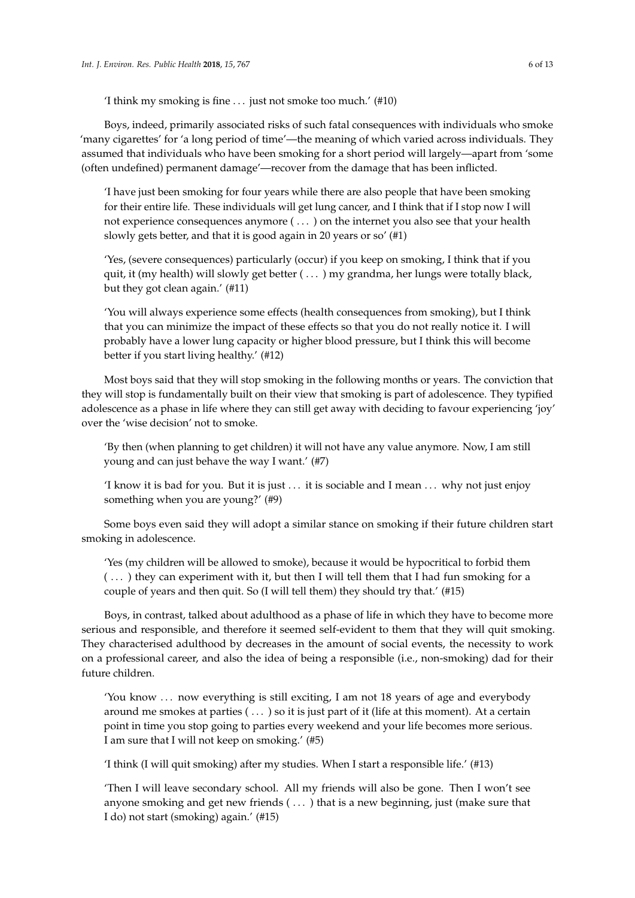'I think my smoking is fine . . . just not smoke too much.' (#10)

Boys, indeed, primarily associated risks of such fatal consequences with individuals who smoke 'many cigarettes' for 'a long period of time'—the meaning of which varied across individuals. They assumed that individuals who have been smoking for a short period will largely—apart from 'some (often undefined) permanent damage'—recover from the damage that has been inflicted.

> 'I have just been smoking for four years while there are also people that have been smoking for their entire life. These individuals will get lung cancer, and I think that if I stop now I will not experience consequences anymore ( . . . ) on the internet you also see that your health slowly gets better, and that it is good again in 20 years or so' (#1)

> 'Yes, (severe consequences) particularly (occur) if you keep on smoking, I think that if you quit, it (my health) will slowly get better ( . . . ) my grandma, her lungs were totally black, but they got clean again.' (#11)

> 'You will always experience some effects (health consequences from smoking), but I think that you can minimize the impact of these effects so that you do not really notice it. I will probably have a lower lung capacity or higher blood pressure, but I think this will become better if you start living healthy.' (#12)

Most boys said that they will stop smoking in the following months or years. The conviction that they will stop is fundamentally built on their view that smoking is part of adolescence. They typified adolescence as a phase in life where they can still get away with deciding to favour experiencing 'joy' over the 'wise decision' not to smoke.

> 'By then (when planning to get children) it will not have any value anymore. Now, I am still young and can just behave the way I want.' (#7)

> 'I know it is bad for you. But it is just . . . it is sociable and I mean . . . why not just enjoy something when you are young?' (#9)

Some boys even said they will adopt a similar stance on smoking if their future children start smoking in adolescence.

> 'Yes (my children will be allowed to smoke), because it would be hypocritical to forbid them ( . . . ) they can experiment with it, but then I will tell them that I had fun smoking for a couple of years and then quit. So (I will tell them) they should try that.' (#15)

Boys, in contrast, talked about adulthood as a phase of life in which they have to become more serious and responsible, and therefore it seemed self-evident to them that they will quit smoking. They characterised adulthood by decreases in the amount of social events, the necessity to work on a professional career, and also the idea of being a responsible (i.e., non-smoking) dad for their future children.

> 'You know . . . now everything is still exciting, I am not 18 years of age and everybody around me smokes at parties ( . . . ) so it is just part of it (life at this moment). At a certain point in time you stop going to parties every weekend and your life becomes more serious. I am sure that I will not keep on smoking.' (#5)

> 'I think (I will quit smoking) after my studies. When I start a responsible life.' (#13)

> 'Then I will leave secondary school. All my friends will also be gone. Then I won't see anyone smoking and get new friends ( . . . ) that is a new beginning, just (make sure that I do) not start (smoking) again.' (#15)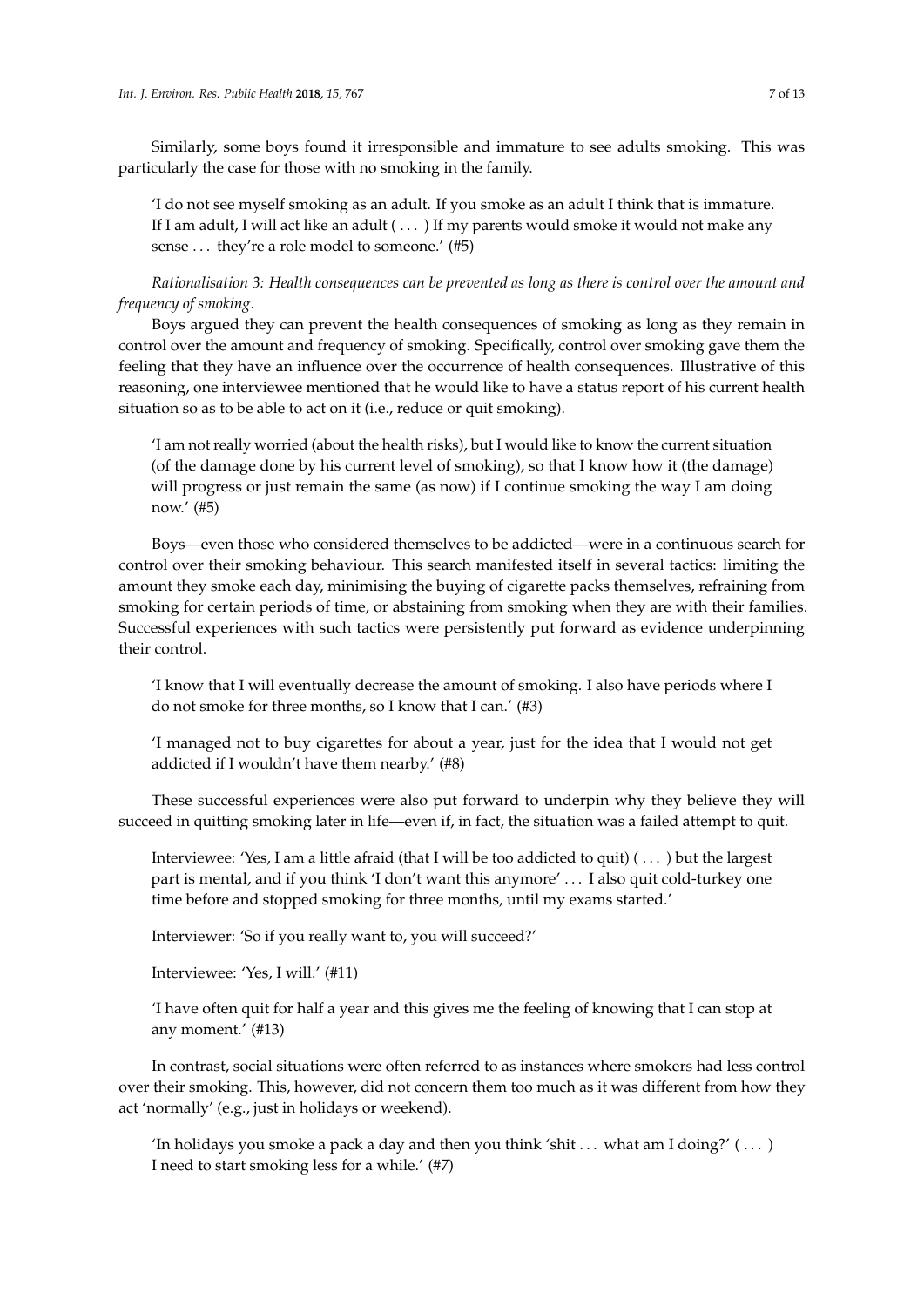Similarly, some boys found it irresponsible and immature to see adults smoking. This was particularly the case for those with no smoking in the family.

> 'I do not see myself smoking as an adult. If you smoke as an adult I think that is immature. If I am adult, I will act like an adult ( . . . ) If my parents would smoke it would not make any sense . . . they're a role model to someone.' (#5)

*Rationalisation 3: Health consequences can be prevented as long as there is control over the amount and frequency of smoking.*

Boys argued they can prevent the health consequences of smoking as long as they remain in control over the amount and frequency of smoking. Specifically, control over smoking gave them the feeling that they have an influence over the occurrence of health consequences. Illustrative of this reasoning, one interviewee mentioned that he would like to have a status report of his current health situation so as to be able to act on it (i.e., reduce or quit smoking).

> 'I am not really worried (about the health risks), but I would like to know the current situation (of the damage done by his current level of smoking), so that I know how it (the damage) will progress or just remain the same (as now) if I continue smoking the way I am doing now.' (#5)

Boys—even those who considered themselves to be addicted—were in a continuous search for control over their smoking behaviour. This search manifested itself in several tactics: limiting the amount they smoke each day, minimising the buying of cigarette packs themselves, refraining from smoking for certain periods of time, or abstaining from smoking when they are with their families. Successful experiences with such tactics were persistently put forward as evidence underpinning their control.

> 'I know that I will eventually decrease the amount of smoking. I also have periods where I do not smoke for three months, so I know that I can.' (#3)

> 'I managed not to buy cigarettes for about a year, just for the idea that I would not get addicted if I wouldn't have them nearby.' (#8)

These successful experiences were also put forward to underpin why they believe they will succeed in quitting smoking later in life—even if, in fact, the situation was a failed attempt to quit.

> Interviewee: 'Yes, I am a little afraid (that I will be too addicted to quit) ( . . . ) but the largest part is mental, and if you think 'I don't want this anymore' . . . I also quit cold-turkey one time before and stopped smoking for three months, until my exams started.'
>
> Interviewer: 'So if you really want to, you will succeed?'
>
> Interviewee: 'Yes, I will.' (#11)

> 'I have often quit for half a year and this gives me the feeling of knowing that I can stop at any moment.' (#13)

In contrast, social situations were often referred to as instances where smokers had less control over their smoking. This, however, did not concern them too much as it was different from how they act 'normally' (e.g., just in holidays or weekend).

> 'In holidays you smoke a pack a day and then you think 'shit . . . what am I doing?' ( . . . ) I need to start smoking less for a while.' (#7)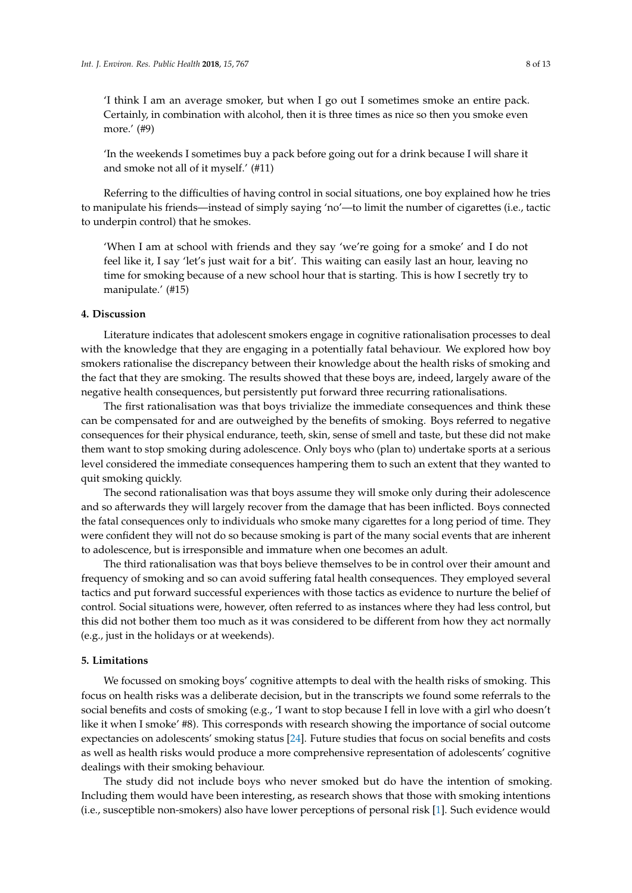> 'I think I am an average smoker, but when I go out I sometimes smoke an entire pack. Certainly, in combination with alcohol, then it is three times as nice so then you smoke even more.' (#9)

> 'In the weekends I sometimes buy a pack before going out for a drink because I will share it and smoke not all of it myself.' (#11)

Referring to the difficulties of having control in social situations, one boy explained how he tries to manipulate his friends—instead of simply saying 'no'—to limit the number of cigarettes (i.e., tactic to underpin control) that he smokes.

> 'When I am at school with friends and they say 'we're going for a smoke' and I do not feel like it, I say 'let's just wait for a bit'. This waiting can easily last an hour, leaving no time for smoking because of a new school hour that is starting. This is how I secretly try to manipulate.' (#15)

## 4. Discussion

Literature indicates that adolescent smokers engage in cognitive rationalisation processes to deal with the knowledge that they are engaging in a potentially fatal behaviour. We explored how boy smokers rationalise the discrepancy between their knowledge about the health risks of smoking and the fact that they are smoking. The results showed that these boys are, indeed, largely aware of the negative health consequences, but persistently put forward three recurring rationalisations.

The first rationalisation was that boys trivialize the immediate consequences and think these can be compensated for and are outweighed by the benefits of smoking. Boys referred to negative consequences for their physical endurance, teeth, skin, sense of smell and taste, but these did not make them want to stop smoking during adolescence. Only boys who (plan to) undertake sports at a serious level considered the immediate consequences hampering them to such an extent that they wanted to quit smoking quickly.

The second rationalisation was that boys assume they will smoke only during their adolescence and so afterwards they will largely recover from the damage that has been inflicted. Boys connected the fatal consequences only to individuals who smoke many cigarettes for a long period of time. They were confident they will not do so because smoking is part of the many social events that are inherent to adolescence, but is irresponsible and immature when one becomes an adult.

The third rationalisation was that boys believe themselves to be in control over their amount and frequency of smoking and so can avoid suffering fatal health consequences. They employed several tactics and put forward successful experiences with those tactics as evidence to nurture the belief of control. Social situations were, however, often referred to as instances where they had less control, but this did not bother them too much as it was considered to be different from how they act normally (e.g., just in the holidays or at weekends).

## 5. Limitations

We focussed on smoking boys' cognitive attempts to deal with the health risks of smoking. This focus on health risks was a deliberate decision, but in the transcripts we found some referrals to the social benefits and costs of smoking (e.g., 'I want to stop because I fell in love with a girl who doesn't like it when I smoke' #8). This corresponds with research showing the importance of social outcome expectancies on adolescents' smoking status [24]. Future studies that focus on social benefits and costs as well as health risks would produce a more comprehensive representation of adolescents' cognitive dealings with their smoking behaviour.

The study did not include boys who never smoked but do have the intention of smoking. Including them would have been interesting, as research shows that those with smoking intentions (i.e., susceptible non-smokers) also have lower perceptions of personal risk [1]. Such evidence would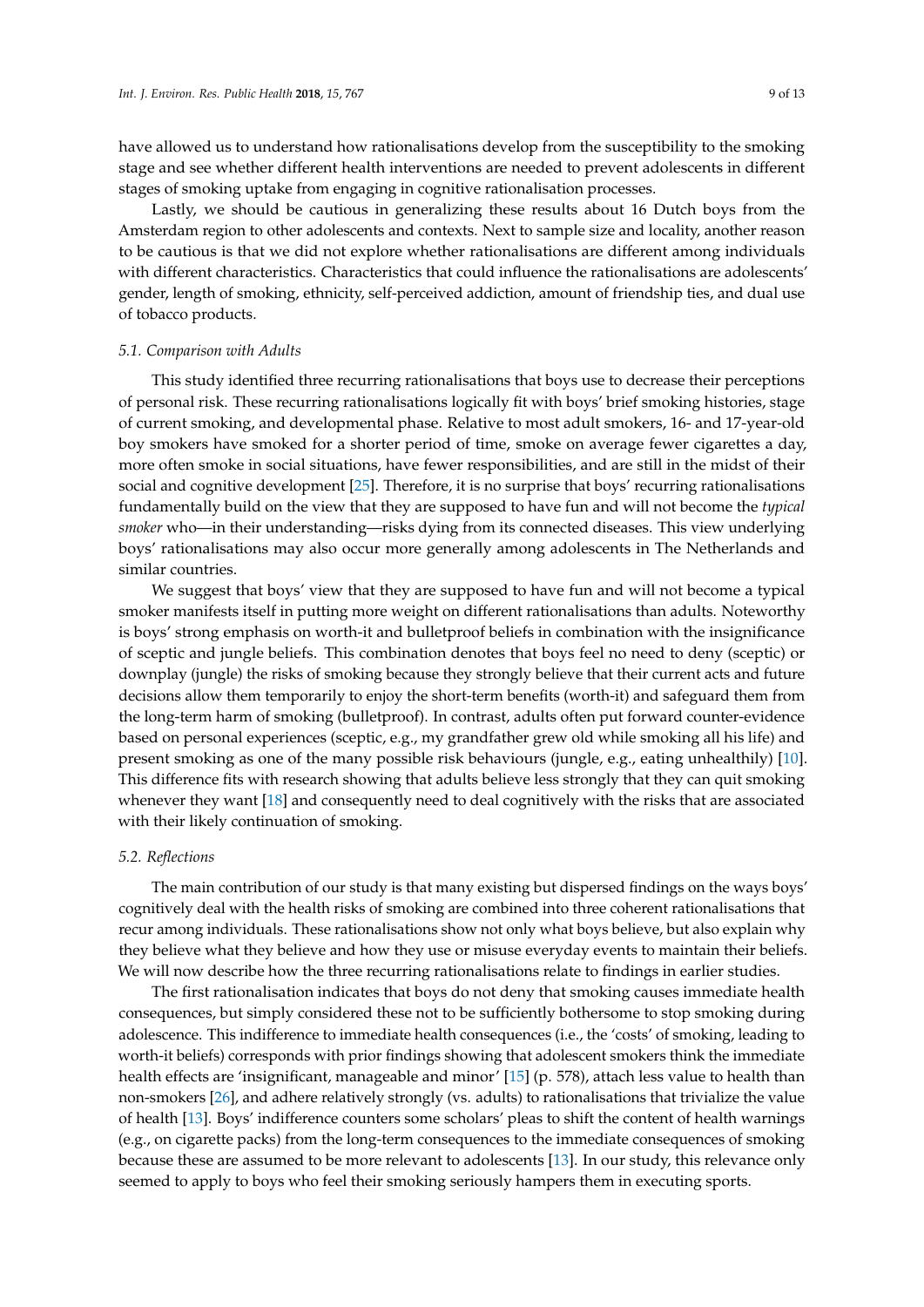have allowed us to understand how rationalisations develop from the susceptibility to the smoking stage and see whether different health interventions are needed to prevent adolescents in different stages of smoking uptake from engaging in cognitive rationalisation processes.

Lastly, we should be cautious in generalizing these results about 16 Dutch boys from the Amsterdam region to other adolescents and contexts. Next to sample size and locality, another reason to be cautious is that we did not explore whether rationalisations are different among individuals with different characteristics. Characteristics that could influence the rationalisations are adolescents' gender, length of smoking, ethnicity, self-perceived addiction, amount of friendship ties, and dual use of tobacco products.

### 5.1. Comparison with Adults

This study identified three recurring rationalisations that boys use to decrease their perceptions of personal risk. These recurring rationalisations logically fit with boys' brief smoking histories, stage of current smoking, and developmental phase. Relative to most adult smokers, 16- and 17-year-old boy smokers have smoked for a shorter period of time, smoke on average fewer cigarettes a day, more often smoke in social situations, have fewer responsibilities, and are still in the midst of their social and cognitive development [25]. Therefore, it is no surprise that boys' recurring rationalisations fundamentally build on the view that they are supposed to have fun and will not become the *typical smoker* who—in their understanding—risks dying from its connected diseases. This view underlying boys' rationalisations may also occur more generally among adolescents in The Netherlands and similar countries.

We suggest that boys' view that they are supposed to have fun and will not become a typical smoker manifests itself in putting more weight on different rationalisations than adults. Noteworthy is boys' strong emphasis on worth-it and bulletproof beliefs in combination with the insignificance of sceptic and jungle beliefs. This combination denotes that boys feel no need to deny (sceptic) or downplay (jungle) the risks of smoking because they strongly believe that their current acts and future decisions allow them temporarily to enjoy the short-term benefits (worth-it) and safeguard them from the long-term harm of smoking (bulletproof). In contrast, adults often put forward counter-evidence based on personal experiences (sceptic, e.g., my grandfather grew old while smoking all his life) and present smoking as one of the many possible risk behaviours (jungle, e.g., eating unhealthily) [10]. This difference fits with research showing that adults believe less strongly that they can quit smoking whenever they want [18] and consequently need to deal cognitively with the risks that are associated with their likely continuation of smoking.

### 5.2. Reflections

The main contribution of our study is that many existing but dispersed findings on the ways boys' cognitively deal with the health risks of smoking are combined into three coherent rationalisations that recur among individuals. These rationalisations show not only what boys believe, but also explain why they believe what they believe and how they use or misuse everyday events to maintain their beliefs. We will now describe how the three recurring rationalisations relate to findings in earlier studies.

The first rationalisation indicates that boys do not deny that smoking causes immediate health consequences, but simply considered these not to be sufficiently bothersome to stop smoking during adolescence. This indifference to immediate health consequences (i.e., the 'costs' of smoking, leading to worth-it beliefs) corresponds with prior findings showing that adolescent smokers think the immediate health effects are 'insignificant, manageable and minor' [15] (p. 578), attach less value to health than non-smokers [26], and adhere relatively strongly (vs. adults) to rationalisations that trivialize the value of health [13]. Boys' indifference counters some scholars' pleas to shift the content of health warnings (e.g., on cigarette packs) from the long-term consequences to the immediate consequences of smoking because these are assumed to be more relevant to adolescents [13]. In our study, this relevance only seemed to apply to boys who feel their smoking seriously hampers them in executing sports.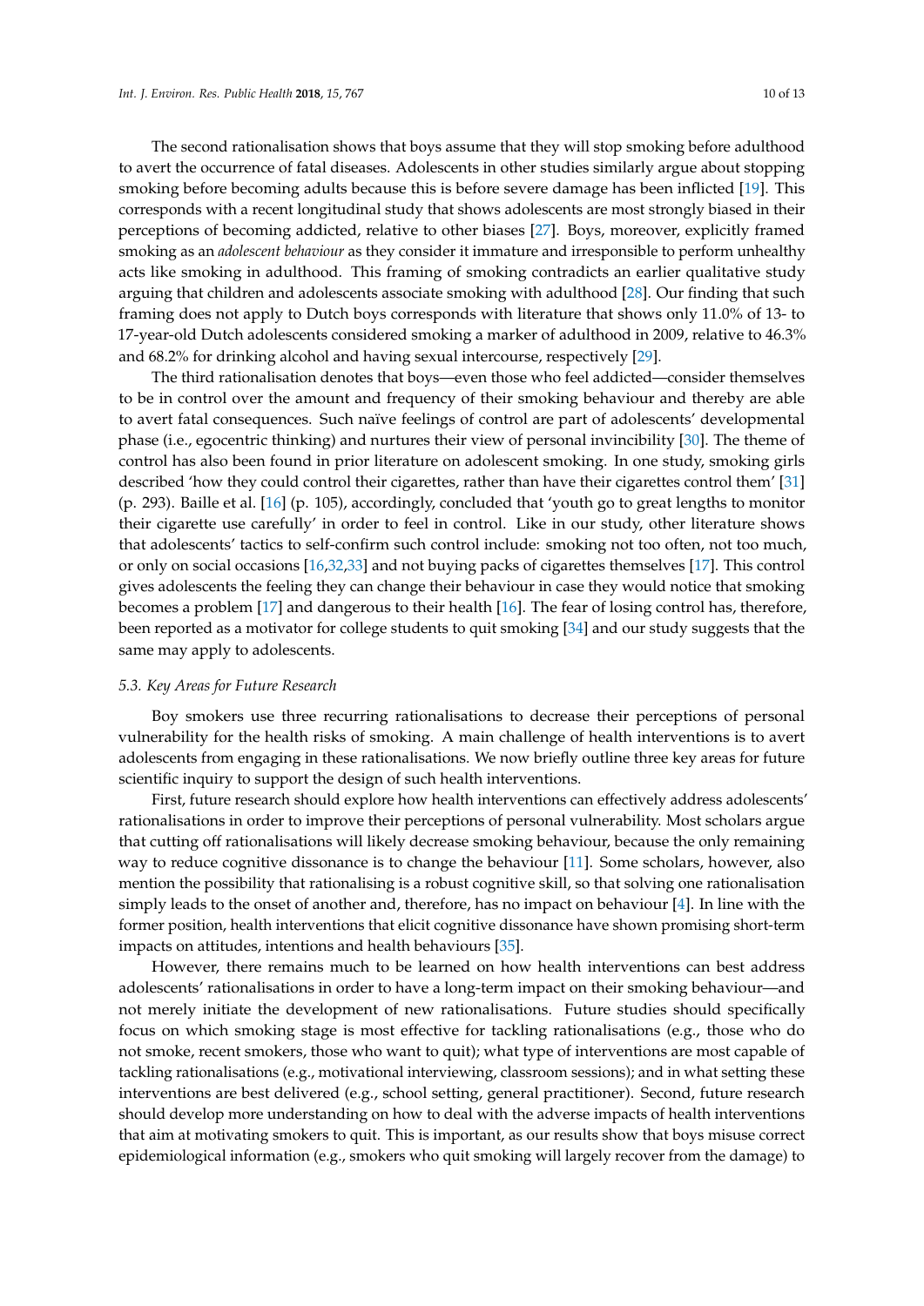The second rationalisation shows that boys assume that they will stop smoking before adulthood to avert the occurrence of fatal diseases. Adolescents in other studies similarly argue about stopping smoking before becoming adults because this is before severe damage has been inflicted [19]. This corresponds with a recent longitudinal study that shows adolescents are most strongly biased in their perceptions of becoming addicted, relative to other biases [27]. Boys, moreover, explicitly framed smoking as an *adolescent behaviour* as they consider it immature and irresponsible to perform unhealthy acts like smoking in adulthood. This framing of smoking contradicts an earlier qualitative study arguing that children and adolescents associate smoking with adulthood [28]. Our finding that such framing does not apply to Dutch boys corresponds with literature that shows only 11.0% of 13- to 17-year-old Dutch adolescents considered smoking a marker of adulthood in 2009, relative to 46.3% and 68.2% for drinking alcohol and having sexual intercourse, respectively [29].

The third rationalisation denotes that boys—even those who feel addicted—consider themselves to be in control over the amount and frequency of their smoking behaviour and thereby are able to avert fatal consequences. Such naïve feelings of control are part of adolescents' developmental phase (i.e., egocentric thinking) and nurtures their view of personal invincibility [30]. The theme of control has also been found in prior literature on adolescent smoking. In one study, smoking girls described 'how they could control their cigarettes, rather than have their cigarettes control them' [31] (p. 293). Baille et al. [16] (p. 105), accordingly, concluded that 'youth go to great lengths to monitor their cigarette use carefully' in order to feel in control. Like in our study, other literature shows that adolescents' tactics to self-confirm such control include: smoking not too often, not too much, or only on social occasions [16,32,33] and not buying packs of cigarettes themselves [17]. This control gives adolescents the feeling they can change their behaviour in case they would notice that smoking becomes a problem [17] and dangerous to their health [16]. The fear of losing control has, therefore, been reported as a motivator for college students to quit smoking [34] and our study suggests that the same may apply to adolescents.

### 5.3. Key Areas for Future Research

Boy smokers use three recurring rationalisations to decrease their perceptions of personal vulnerability for the health risks of smoking. A main challenge of health interventions is to avert adolescents from engaging in these rationalisations. We now briefly outline three key areas for future scientific inquiry to support the design of such health interventions.

First, future research should explore how health interventions can effectively address adolescents' rationalisations in order to improve their perceptions of personal vulnerability. Most scholars argue that cutting off rationalisations will likely decrease smoking behaviour, because the only remaining way to reduce cognitive dissonance is to change the behaviour [11]. Some scholars, however, also mention the possibility that rationalising is a robust cognitive skill, so that solving one rationalisation simply leads to the onset of another and, therefore, has no impact on behaviour [4]. In line with the former position, health interventions that elicit cognitive dissonance have shown promising short-term impacts on attitudes, intentions and health behaviours [35].

However, there remains much to be learned on how health interventions can best address adolescents' rationalisations in order to have a long-term impact on their smoking behaviour—and not merely initiate the development of new rationalisations. Future studies should specifically focus on which smoking stage is most effective for tackling rationalisations (e.g., those who do not smoke, recent smokers, those who want to quit); what type of interventions are most capable of tackling rationalisations (e.g., motivational interviewing, classroom sessions); and in what setting these interventions are best delivered (e.g., school setting, general practitioner). Second, future research should develop more understanding on how to deal with the adverse impacts of health interventions that aim at motivating smokers to quit. This is important, as our results show that boys misuse correct epidemiological information (e.g., smokers who quit smoking will largely recover from the damage) to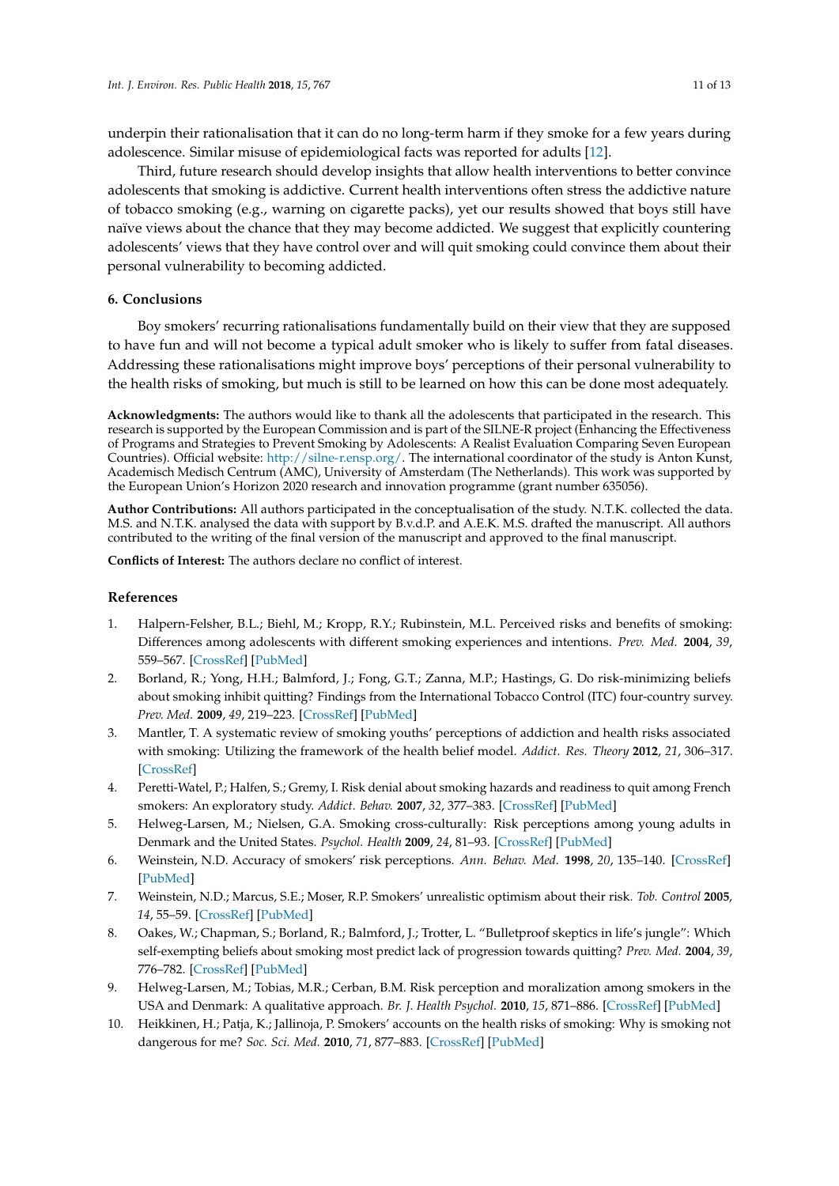underpin their rationalisation that it can do no long-term harm if they smoke for a few years during adolescence. Similar misuse of epidemiological facts was reported for adults [12].

Third, future research should develop insights that allow health interventions to better convince adolescents that smoking is addictive. Current health interventions often stress the addictive nature of tobacco smoking (e.g., warning on cigarette packs), yet our results showed that boys still have naïve views about the chance that they may become addicted. We suggest that explicitly countering adolescents' views that they have control over and will quit smoking could convince them about their personal vulnerability to becoming addicted.

## 6. Conclusions

Boy smokers' recurring rationalisations fundamentally build on their view that they are supposed to have fun and will not become a typical adult smoker who is likely to suffer from fatal diseases. Addressing these rationalisations might improve boys' perceptions of their personal vulnerability to the health risks of smoking, but much is still to be learned on how this can be done most adequately.

**Acknowledgments:** The authors would like to thank all the adolescents that participated in the research. This research is supported by the European Commission and is part of the SILNE-R project (Enhancing the Effectiveness of Programs and Strategies to Prevent Smoking by Adolescents: A Realist Evaluation Comparing Seven European Countries). Official website: http://silne-r.ensp.org/. The international coordinator of the study is Anton Kunst, Academisch Medisch Centrum (AMC), University of Amsterdam (The Netherlands). This work was supported by the European Union's Horizon 2020 research and innovation programme (grant number 635056).

**Author Contributions:** All authors participated in the conceptualisation of the study. N.T.K. collected the data. M.S. and N.T.K. analysed the data with support by B.v.d.P. and A.E.K. M.S. drafted the manuscript. All authors contributed to the writing of the final version of the manuscript and approved to the final manuscript.

**Conflicts of Interest:** The authors declare no conflict of interest.

## References

1. Halpern-Felsher, B.L.; Biehl, M.; Kropp, R.Y.; Rubinstein, M.L. Perceived risks and benefits of smoking: Differences among adolescents with different smoking experiences and intentions. *Prev. Med.* **2004**, *39*, 559–567. [CrossRef] [PubMed]
2. Borland, R.; Yong, H.H.; Balmford, J.; Fong, G.T.; Zanna, M.P.; Hastings, G. Do risk-minimizing beliefs about smoking inhibit quitting? Findings from the International Tobacco Control (ITC) four-country survey. *Prev. Med.* **2009**, *49*, 219–223. [CrossRef] [PubMed]
3. Mantler, T. A systematic review of smoking youths' perceptions of addiction and health risks associated with smoking: Utilizing the framework of the health belief model. *Addict. Res. Theory* **2012**, *21*, 306–317. [CrossRef]
4. Peretti-Watel, P.; Halfen, S.; Gremy, I. Risk denial about smoking hazards and readiness to quit among French smokers: An exploratory study. *Addict. Behav.* **2007**, *32*, 377–383. [CrossRef] [PubMed]
5. Helweg-Larsen, M.; Nielsen, G.A. Smoking cross-culturally: Risk perceptions among young adults in Denmark and the United States. *Psychol. Health* **2009**, *24*, 81–93. [CrossRef] [PubMed]
6. Weinstein, N.D. Accuracy of smokers' risk perceptions. *Ann. Behav. Med.* **1998**, *20*, 135–140. [CrossRef] [PubMed]
7. Weinstein, N.D.; Marcus, S.E.; Moser, R.P. Smokers' unrealistic optimism about their risk. *Tob. Control* **2005**, *14*, 55–59. [CrossRef] [PubMed]
8. Oakes, W.; Chapman, S.; Borland, R.; Balmford, J.; Trotter, L. "Bulletproof skeptics in life's jungle": Which self-exempting beliefs about smoking most predict lack of progression towards quitting? *Prev. Med.* **2004**, *39*, 776–782. [CrossRef] [PubMed]
9. Helweg-Larsen, M.; Tobias, M.R.; Cerban, B.M. Risk perception and moralization among smokers in the USA and Denmark: A qualitative approach. *Br. J. Health Psychol.* **2010**, *15*, 871–886. [CrossRef] [PubMed]
10. Heikkinen, H.; Patja, K.; Jallinoja, P. Smokers' accounts on the health risks of smoking: Why is smoking not dangerous for me? *Soc. Sci. Med.* **2010**, *71*, 877–883. [CrossRef] [PubMed]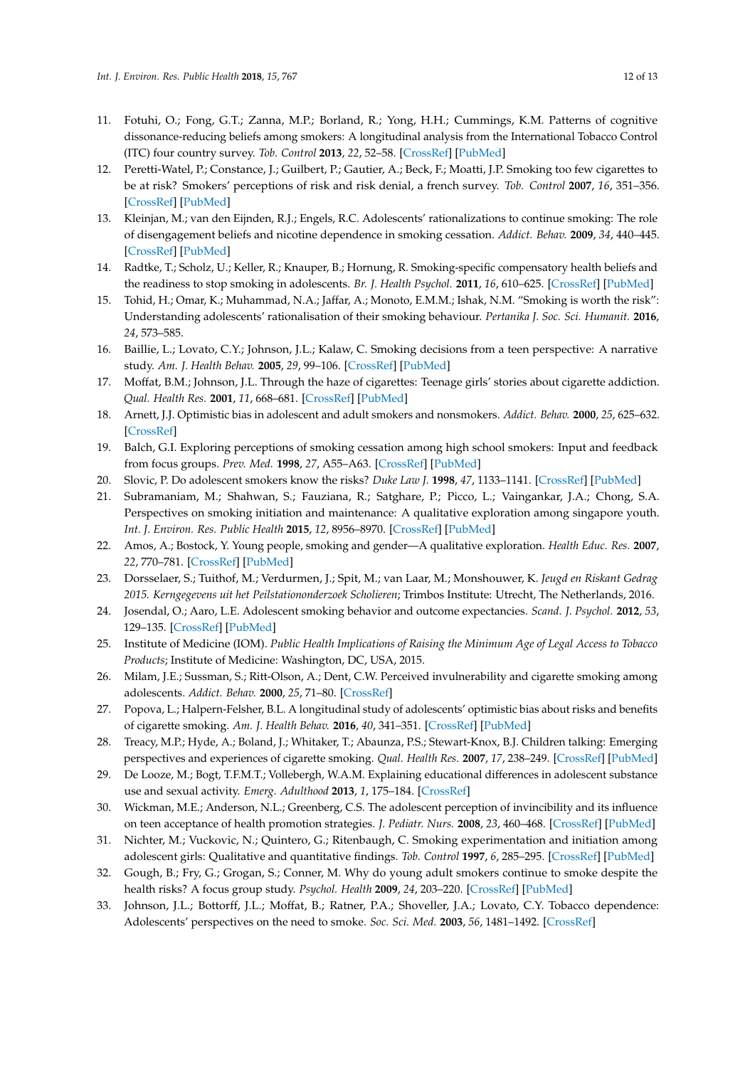11. Fotuhi, O.; Fong, G.T.; Zanna, M.P.; Borland, R.; Yong, H.H.; Cummings, K.M. Patterns of cognitive dissonance-reducing beliefs among smokers: A longitudinal analysis from the International Tobacco Control (ITC) four country survey. *Tob. Control* **2013**, *22*, 52–58. [CrossRef] [PubMed]
12. Peretti-Watel, P.; Constance, J.; Guilbert, P.; Gautier, A.; Beck, F.; Moatti, J.P. Smoking too few cigarettes to be at risk? Smokers' perceptions of risk and risk denial, a french survey. *Tob. Control* **2007**, *16*, 351–356. [CrossRef] [PubMed]
13. Kleinjan, M.; van den Eijnden, R.J.; Engels, R.C. Adolescents' rationalizations to continue smoking: The role of disengagement beliefs and nicotine dependence in smoking cessation. *Addict. Behav.* **2009**, *34*, 440–445. [CrossRef] [PubMed]
14. Radtke, T.; Scholz, U.; Keller, R.; Knauper, B.; Hornung, R. Smoking-specific compensatory health beliefs and the readiness to stop smoking in adolescents. *Br. J. Health Psychol.* **2011**, *16*, 610–625. [CrossRef] [PubMed]
15. Tohid, H.; Omar, K.; Muhammad, N.A.; Jaffar, A.; Monoto, E.M.M.; Ishak, N.M. "Smoking is worth the risk": Understanding adolescents' rationalisation of their smoking behaviour. *Pertanika J. Soc. Sci. Humanit.* **2016**, *24*, 573–585.
16. Baillie, L.; Lovato, C.Y.; Johnson, J.L.; Kalaw, C. Smoking decisions from a teen perspective: A narrative study. *Am. J. Health Behav.* **2005**, *29*, 99–106. [CrossRef] [PubMed]
17. Moffat, B.M.; Johnson, J.L. Through the haze of cigarettes: Teenage girls' stories about cigarette addiction. *Qual. Health Res.* **2001**, *11*, 668–681. [CrossRef] [PubMed]
18. Arnett, J.J. Optimistic bias in adolescent and adult smokers and nonsmokers. *Addict. Behav.* **2000**, *25*, 625–632. [CrossRef]
19. Balch, G.I. Exploring perceptions of smoking cessation among high school smokers: Input and feedback from focus groups. *Prev. Med.* **1998**, *27*, A55–A63. [CrossRef] [PubMed]
20. Slovic, P. Do adolescent smokers know the risks? *Duke Law J.* **1998**, *47*, 1133–1141. [CrossRef] [PubMed]
21. Subramaniam, M.; Shahwan, S.; Fauziana, R.; Satghare, P.; Picco, L.; Vaingankar, J.A.; Chong, S.A. Perspectives on smoking initiation and maintenance: A qualitative exploration among singapore youth. *Int. J. Environ. Res. Public Health* **2015**, *12*, 8956–8970. [CrossRef] [PubMed]
22. Amos, A.; Bostock, Y. Young people, smoking and gender—A qualitative exploration. *Health Educ. Res.* **2007**, *22*, 770–781. [CrossRef] [PubMed]
23. Dorsselaer, S.; Tuithof, M.; Verdurmen, J.; Spit, M.; van Laar, M.; Monshouwer, K. *Jeugd en Riskant Gedrag 2015. Kerngegevens uit het Peilstationonderzoek Scholieren*; Trimbos Institute: Utrecht, The Netherlands, 2016.
24. Josendal, O.; Aaro, L.E. Adolescent smoking behavior and outcome expectancies. *Scand. J. Psychol.* **2012**, *53*, 129–135. [CrossRef] [PubMed]
25. Institute of Medicine (IOM). *Public Health Implications of Raising the Minimum Age of Legal Access to Tobacco Products*; Institute of Medicine: Washington, DC, USA, 2015.
26. Milam, J.E.; Sussman, S.; Ritt-Olson, A.; Dent, C.W. Perceived invulnerability and cigarette smoking among adolescents. *Addict. Behav.* **2000**, *25*, 71–80. [CrossRef]
27. Popova, L.; Halpern-Felsher, B.L. A longitudinal study of adolescents' optimistic bias about risks and benefits of cigarette smoking. *Am. J. Health Behav.* **2016**, *40*, 341–351. [CrossRef] [PubMed]
28. Treacy, M.P.; Hyde, A.; Boland, J.; Whitaker, T.; Abaunza, P.S.; Stewart-Knox, B.J. Children talking: Emerging perspectives and experiences of cigarette smoking. *Qual. Health Res.* **2007**, *17*, 238–249. [CrossRef] [PubMed]
29. De Looze, M.; Bogt, T.F.M.T.; Vollebergh, W.A.M. Explaining educational differences in adolescent substance use and sexual activity. *Emerg. Adulthood* **2013**, *1*, 175–184. [CrossRef]
30. Wickman, M.E.; Anderson, N.L.; Greenberg, C.S. The adolescent perception of invincibility and its influence on teen acceptance of health promotion strategies. *J. Pediatr. Nurs.* **2008**, *23*, 460–468. [CrossRef] [PubMed]
31. Nichter, M.; Vuckovic, N.; Quintero, G.; Ritenbaugh, C. Smoking experimentation and initiation among adolescent girls: Qualitative and quantitative findings. *Tob. Control* **1997**, *6*, 285–295. [CrossRef] [PubMed]
32. Gough, B.; Fry, G.; Grogan, S.; Conner, M. Why do young adult smokers continue to smoke despite the health risks? A focus group study. *Psychol. Health* **2009**, *24*, 203–220. [CrossRef] [PubMed]
33. Johnson, J.L.; Bottorff, J.L.; Moffat, B.; Ratner, P.A.; Shoveller, J.A.; Lovato, C.Y. Tobacco dependence: Adolescents' perspectives on the need to smoke. *Soc. Sci. Med.* **2003**, *56*, 1481–1492. [CrossRef]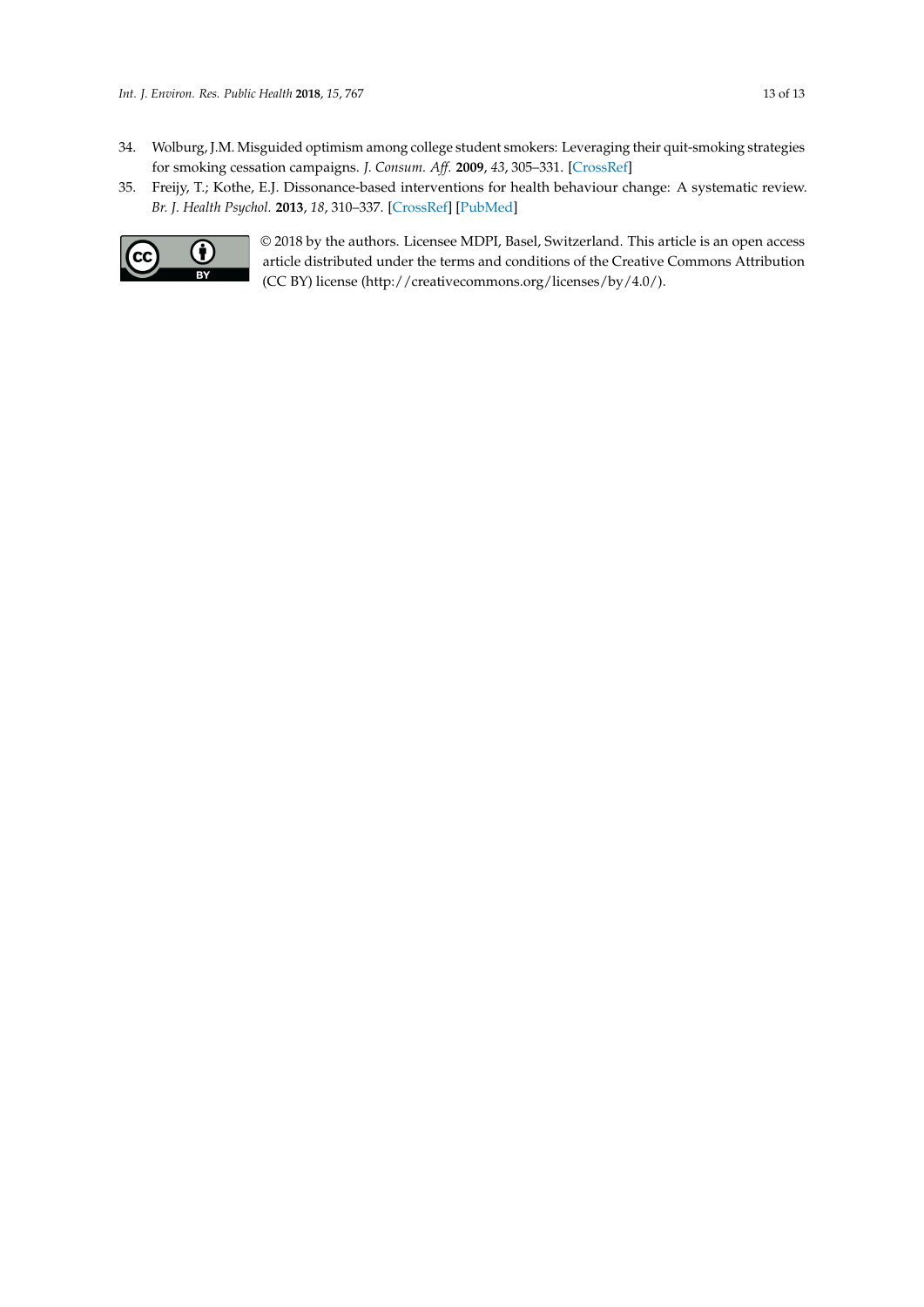34. Wolburg, J.M. Misguided optimism among college student smokers: Leveraging their quit-smoking strategies for smoking cessation campaigns. *J. Consum. Aff.* **2009**, *43*, 305–331. [CrossRef]
35. Freijy, T.; Kothe, E.J. Dissonance-based interventions for health behaviour change: A systematic review. *Br. J. Health Psychol.* **2013**, *18*, 310–337. [CrossRef] [PubMed]

© 2018 by the authors. Licensee MDPI, Basel, Switzerland. This article is an open access article distributed under the terms and conditions of the Creative Commons Attribution (CC BY) license (http://creativecommons.org/licenses/by/4.0/).